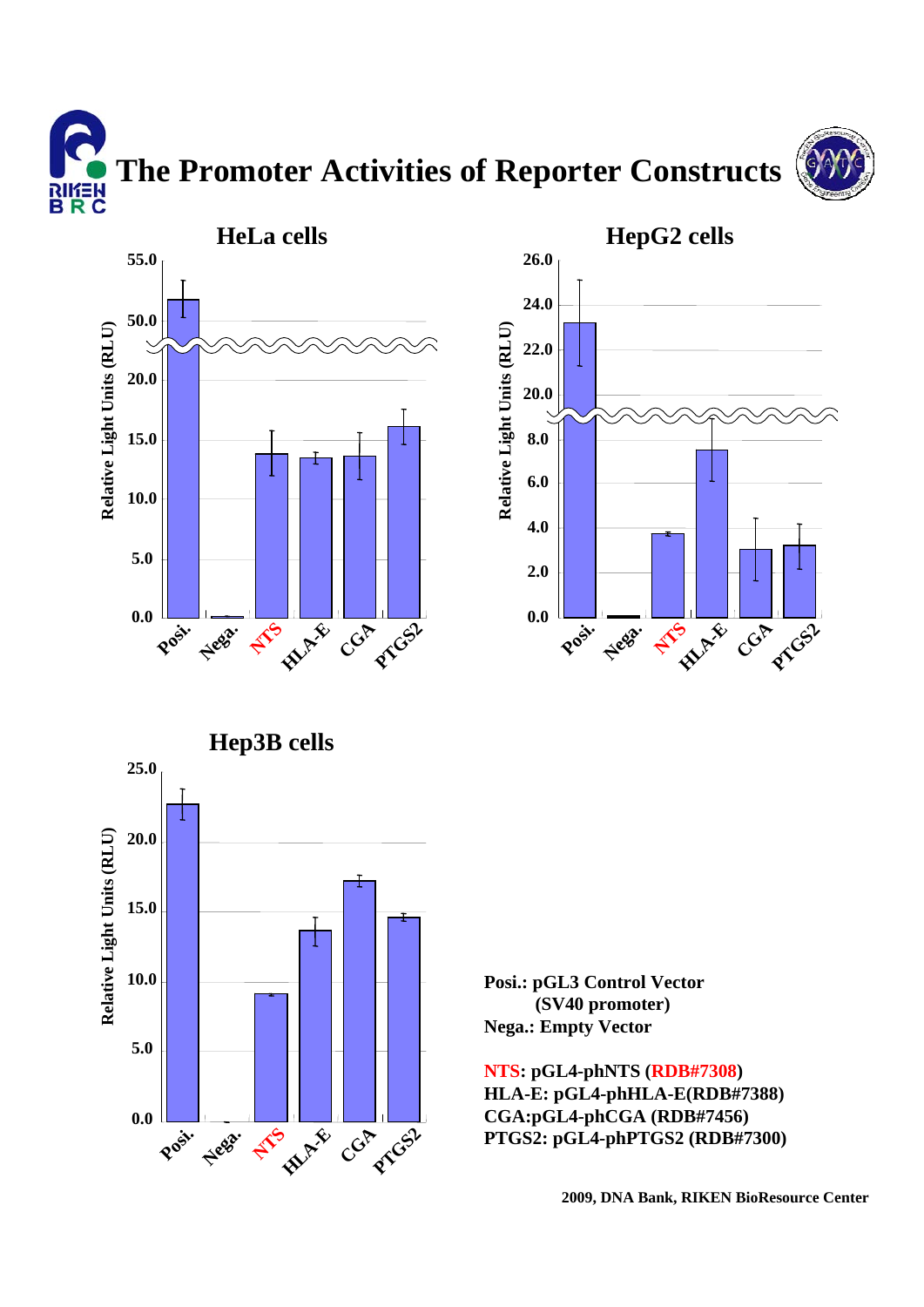# The Promoter Activities of Reporter Constructs

## HeLa cells

## HepG2 cells

## Hep3B cells

**Posi.: pGL3 Control Vector (SV40 promoter)**
**Nega.: Empty Vector**

**NTS: pGL4-phNTS (RDB#7308)**
**HLA-E: pGL4-phHLA-E(RDB#7388)**
**CGA:pGL4-phCGA (RDB#7456)**
**PTGS2: pGL4-phPTGS2 (RDB#7300)**

**2009, DNA Bank, RIKEN BioResource Center**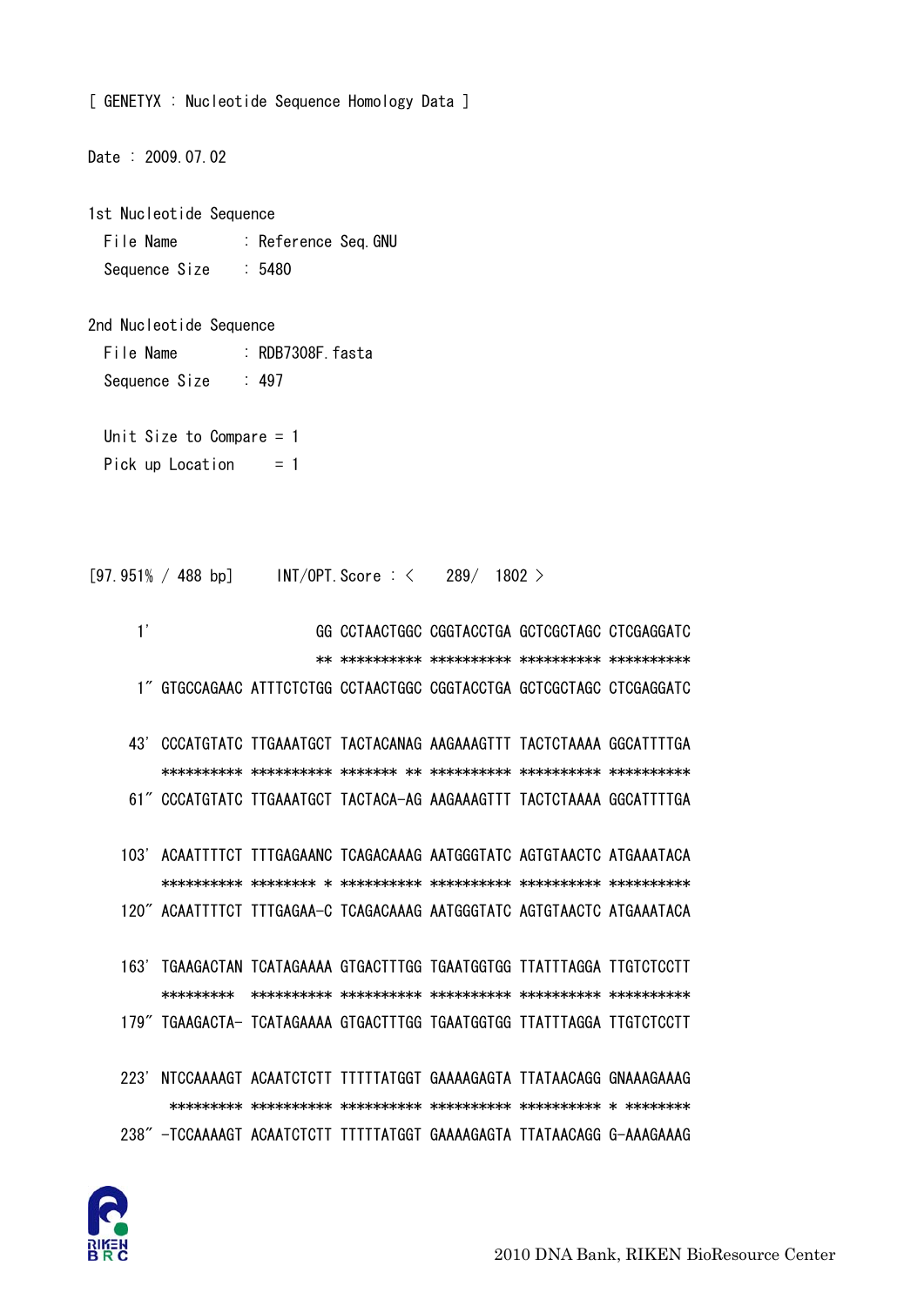[ GENETYX : Nucleotide Sequence Homology Data ]

Date : 2009.07.02

1st Nucleotide Sequence
  File Name      : Reference Seq.GNU
  Sequence Size  : 5480

2nd Nucleotide Sequence
  File Name      : RDB7308F.fasta
  Sequence Size  : 497

  Unit Size to Compare = 1
  Pick up Location     = 1

```
[97.951% / 488 bp]     INT/OPT.Score : <    289/  1802 >

     1'                      GG CCTAACTGGC CGGTACCTGA GCTCGCTAGC CTCGAGGATC
                             ** ********** ********** ********** **********
     1" GTGCCAGAAC ATTTCTCTGG CCTAACTGGC CGGTACCTGA GCTCGCTAGC CTCGAGGATC

    43' CCCATGTATC TTGAAATGCT TACTACANAG AAGAAAGTTT TACTCTAAAA GGCATTTTGA
        ********** ********** ******* ** ********** ********** **********
    61" CCCATGTATC TTGAAATGCT TACTACA-AG AAGAAAGTTT TACTCTAAAA GGCATTTTGA

   103' ACAATTTTCT TTTGAGAANC TCAGACAAAG AATGGGTATC AGTGTAACTC ATGAAATACA
        ********** ******** * ********** ********** ********** **********
   120" ACAATTTTCT TTTGAGAA-C TCAGACAAAG AATGGGTATC AGTGTAACTC ATGAAATACA

   163' TGAAGACTAN TCATAGAAAA GTGACTTTGG TGAATGGTGG TTATTTAGGA TTGTCTCCTT
        *********  ********** ********** ********** ********** **********
   179" TGAAGACTA- TCATAGAAAA GTGACTTTGG TGAATGGTGG TTATTTAGGA TTGTCTCCTT

   223' NTCCAAAAGT ACAATCTCTT TTTTTATGGT GAAAAGAGTA TTATAACAGG GNAAAGAAAG
         ********* ********** ********** ********** ********** * ********
   238" -TCCAAAAGT ACAATCTCTT TTTTTATGGT GAAAAGAGTA TTATAACAGG G-AAAGAAAG
```

2010 DNA Bank, RIKEN BioResource Center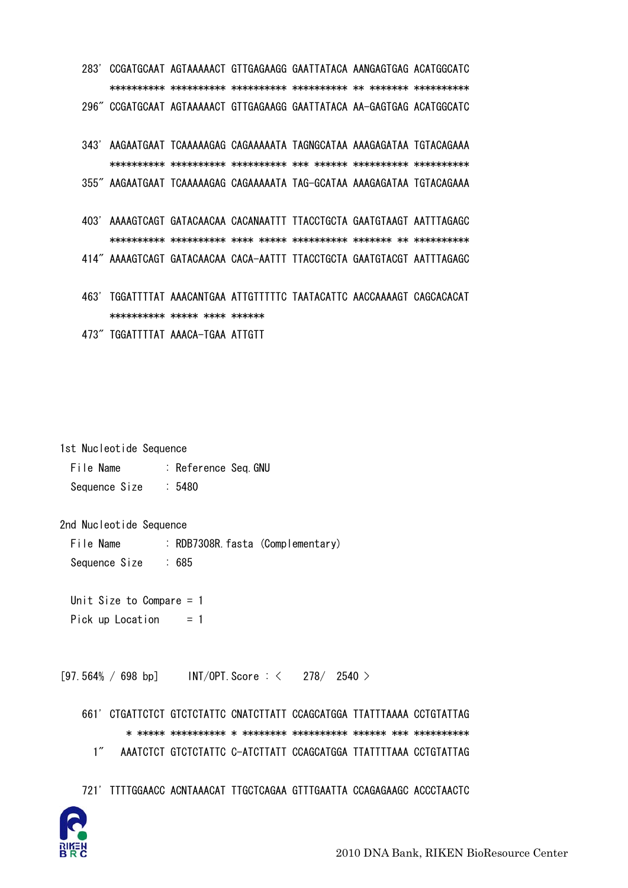```
283' CCGATGCAAT AGTAAAAACT GTTGAGAAGG GAATTATACA AANGAGTGAG ACATGGCATC
     ********** ********** ********** ********** ** ******* **********
296" CCGATGCAAT AGTAAAAACT GTTGAGAAGG GAATTATACA AA-GAGTGAG ACATGGCATC

343' AAGAATGAAT TCAAAAAGAG CAGAAAAATA TAGNGCATAA AAAGAGATAA TGTACAGAAA
     ********** ********** ********** *** ****** ********** **********
355" AAGAATGAAT TCAAAAAGAG CAGAAAAATA TAG-GCATAA AAAGAGATAA TGTACAGAAA

403' AAAAGTCAGT GATACAACAA CACANAATTT TTACCTGCTA GAATGTAAGT AATTTAGAGC
     ********** ********** **** ***** ********** ******* ** **********
414" AAAAGTCAGT GATACAACAA CACA-AATTT TTACCTGCTA GAATGTACGT AATTTAGAGC

463' TGGATTTTAT AAACANTGAA ATTGTTTTTC TAATACATTC AACCAAAAGT CAGCACACAT
     ********** ***** **** ******
473" TGGATTTTAT AAACA-TGAA ATTGTT
```

1st Nucleotide Sequence

```
  File Name       : Reference Seq.GNU
  Sequence Size   : 5480
```

2nd Nucleotide Sequence

```
  File Name       : RDB7308R.fasta (Complementary)
  Sequence Size   : 685

  Unit Size to Compare = 1
  Pick up Location     = 1
```

```
[97.564% / 698 bp]     INT/OPT.Score : <    278/  2540 >

661' CTGATTCTCT GTCTCTATTC CNATCTTATT CCAGCATGGA TTATTTAAAA CCTGTATTAG
        * ***** ********** * ******** ********** ****** *** **********
  1"    AAATCTCT GTCTCTATTC C-ATCTTATT CCAGCATGGA TTATTTTAAA CCTGTATTAG

721' TTTTGGAACC ACNTAAACAT TTGCTCAGAA GTTTGAATTA CCAGAGAAGC ACCCTAACTC
```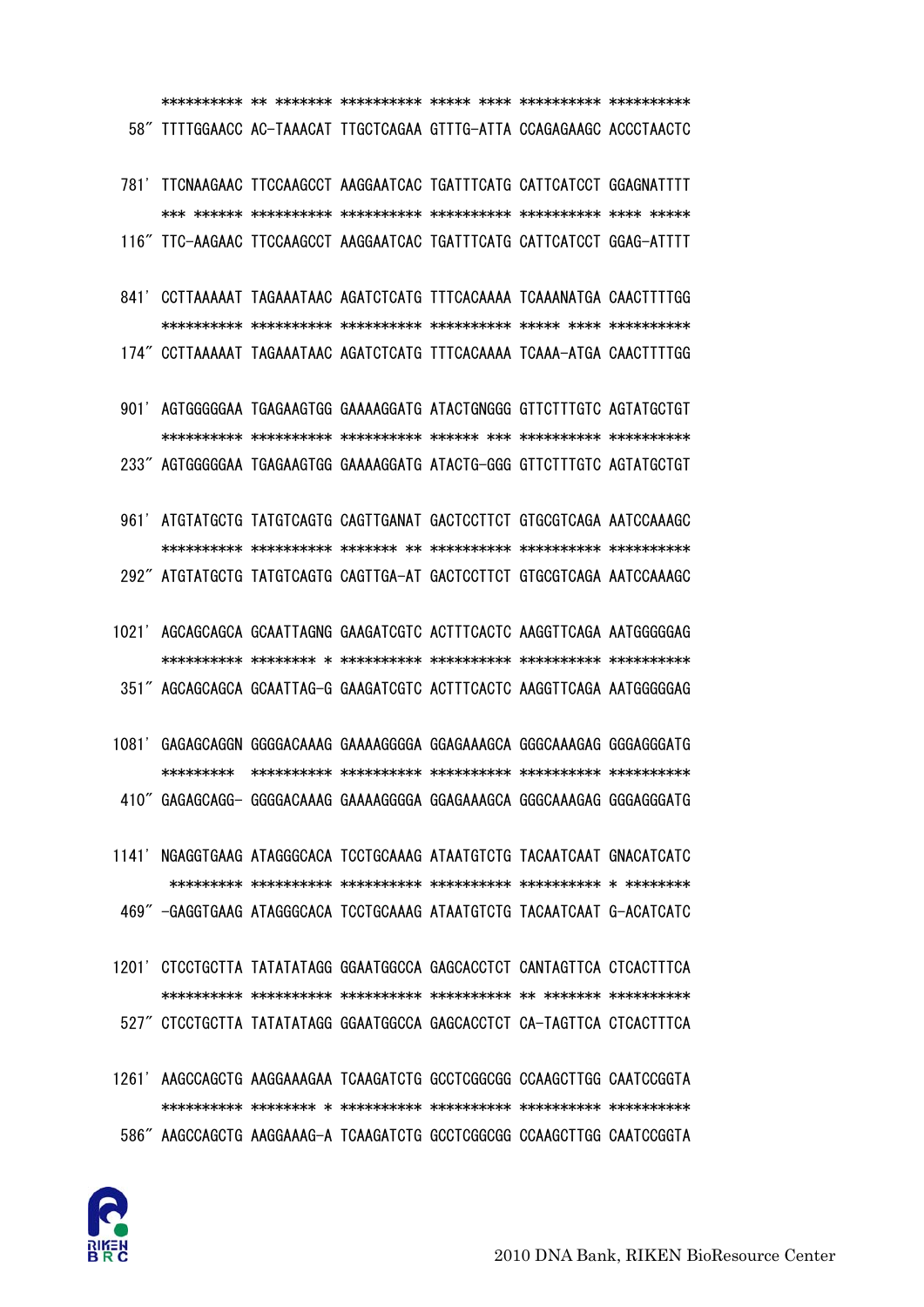```
      ********** ** ******* ********** ***** **** ********** **********
  58″ TTTTGGAACC AC-TAAACAT TTGCTCAGAA GTTTG-ATTA CCAGAGAAGC ACCCTAACTC

 781' TTCNAAGAAC TTCCAAGCCT AAGGAATCAC TGATTTCATG CATTCATCCT GGAGNATTTT
      *** ****** ********** ********** ********** ********** **** *****
 116″ TTC-AAGAAC TTCCAAGCCT AAGGAATCAC TGATTTCATG CATTCATCCT GGAG-ATTTT

 841' CCTTAAAAAT TAGAAATAAC AGATCTCATG TTTCACAAAA TCAAANATGA CAACTTTTGG
      ********** ********** ********** ********** ***** **** **********
 174″ CCTTAAAAAT TAGAAATAAC AGATCTCATG TTTCACAAAA TCAAA-ATGA CAACTTTTGG

 901' AGTGGGGGAA TGAGAAGTGG GAAAAGGATG ATACTGNGGG GTTCTTTGTC AGTATGCTGT
      ********** ********** ********** ****** *** ********** **********
 233″ AGTGGGGGAA TGAGAAGTGG GAAAAGGATG ATACTG-GGG GTTCTTTGTC AGTATGCTGT

 961' ATGTATGCTG TATGTCAGTG CAGTTGANAT GACTCCTTCT GTGCGTCAGA AATCCAAAGC
      ********** ********** ******* ** ********** ********** **********
 292″ ATGTATGCTG TATGTCAGTG CAGTTGA-AT GACTCCTTCT GTGCGTCAGA AATCCAAAGC

1021' AGCAGCAGCA GCAATTAGNG GAAGATCGTC ACTTTCACTC AAGGTTCAGA AATGGGGGAG
      ********** ******** * ********** ********** ********** **********
 351″ AGCAGCAGCA GCAATTAG-G GAAGATCGTC ACTTTCACTC AAGGTTCAGA AATGGGGGAG

1081' GAGAGCAGGN GGGGACAAAG GAAAAGGGGA GGAGAAAGCA GGGCAAAGAG GGGAGGGATG
      *********  ********** ********** ********** ********** **********
 410″ GAGAGCAGG- GGGGACAAAG GAAAAGGGGA GGAGAAAGCA GGGCAAAGAG GGGAGGGATG

1141' NGAGGTGAAG ATAGGGCACA TCCTGCAAAG ATAATGTCTG TACAATCAAT GNACATCATC
       ********* ********** ********** ********** ********** * ********
 469″ -GAGGTGAAG ATAGGGCACA TCCTGCAAAG ATAATGTCTG TACAATCAAT G-ACATCATC

1201' CTCCTGCTTA TATATATAGG GGAATGGCCA GAGCACCTCT CANTAGTTCA CTCACTTTCA
      ********** ********** ********** ********** ** ******* **********
 527″ CTCCTGCTTA TATATATAGG GGAATGGCCA GAGCACCTCT CA-TAGTTCA CTCACTTTCA

1261' AAGCCAGCTG AAGGAAAGAA TCAAGATCTG GCCTCGGCGG CCAAGCTTGG CAATCCGGTA
      ********** ******** * ********** ********** ********** **********
 586″ AAGCCAGCTG AAGGAAAG-A TCAAGATCTG GCCTCGGCGG CCAAGCTTGG CAATCCGGTA
```

2010 DNA Bank, RIKEN BioResource Center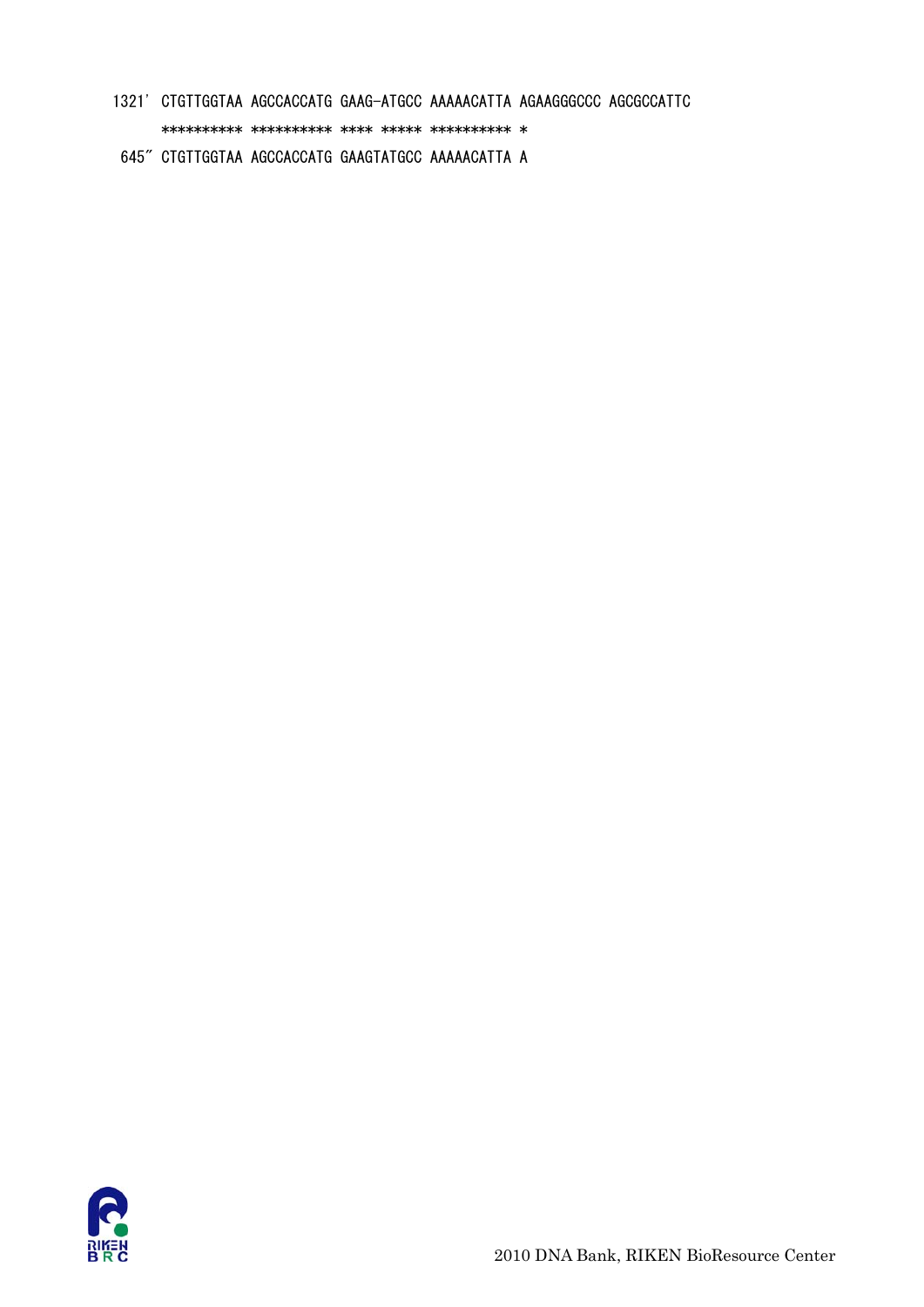```
1321' CTGTTGGTAA AGCCACCATG GAAG-ATGCC AAAAACATTA AGAAGGGCCC AGCGCCATTC
      ********** ********** **** ***** ********** *
 645" CTGTTGGTAA AGCCACCATG GAAGTATGCC AAAAACATTA A
```

2010 DNA Bank, RIKEN BioResource Center